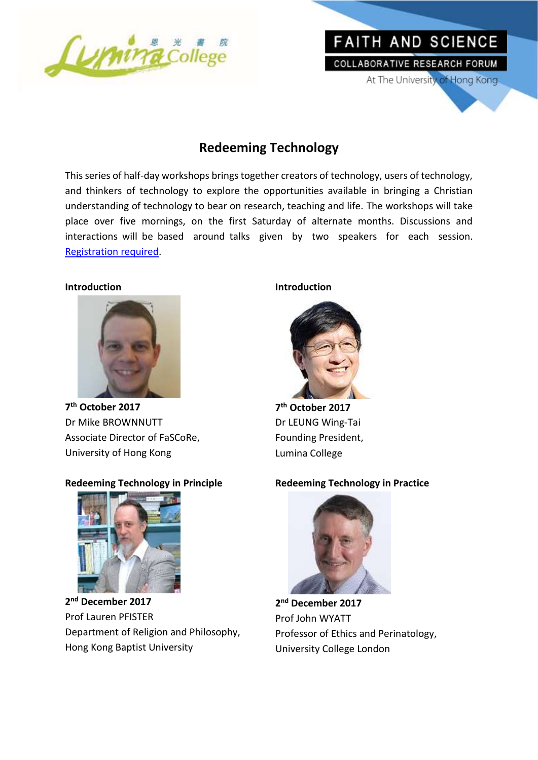Lumina College 恩光書院

FAITH AND SCIENCE
COLLABORATIVE RESEARCH FORUM
At The University of Hong Kong

# Redeeming Technology

This series of half-day workshops brings together creators of technology, users of technology, and thinkers of technology to explore the opportunities available in bringing a Christian understanding of technology to bear on research, teaching and life. The workshops will take place over five mornings, on the first Saturday of alternate months. Discussions and interactions will be based around talks given by two speakers for each session. [Registration required].

**Introduction**

**7th October 2017**
Dr Mike BROWNNUTT
Associate Director of FaSCoRe,
University of Hong Kong

**Introduction**

**7th October 2017**
Dr LEUNG Wing-Tai
Founding President,
Lumina College

**Redeeming Technology in Principle**

**2nd December 2017**
Prof Lauren PFISTER
Department of Religion and Philosophy,
Hong Kong Baptist University

**Redeeming Technology in Practice**

**2nd December 2017**
Prof John WYATT
Professor of Ethics and Perinatology,
University College London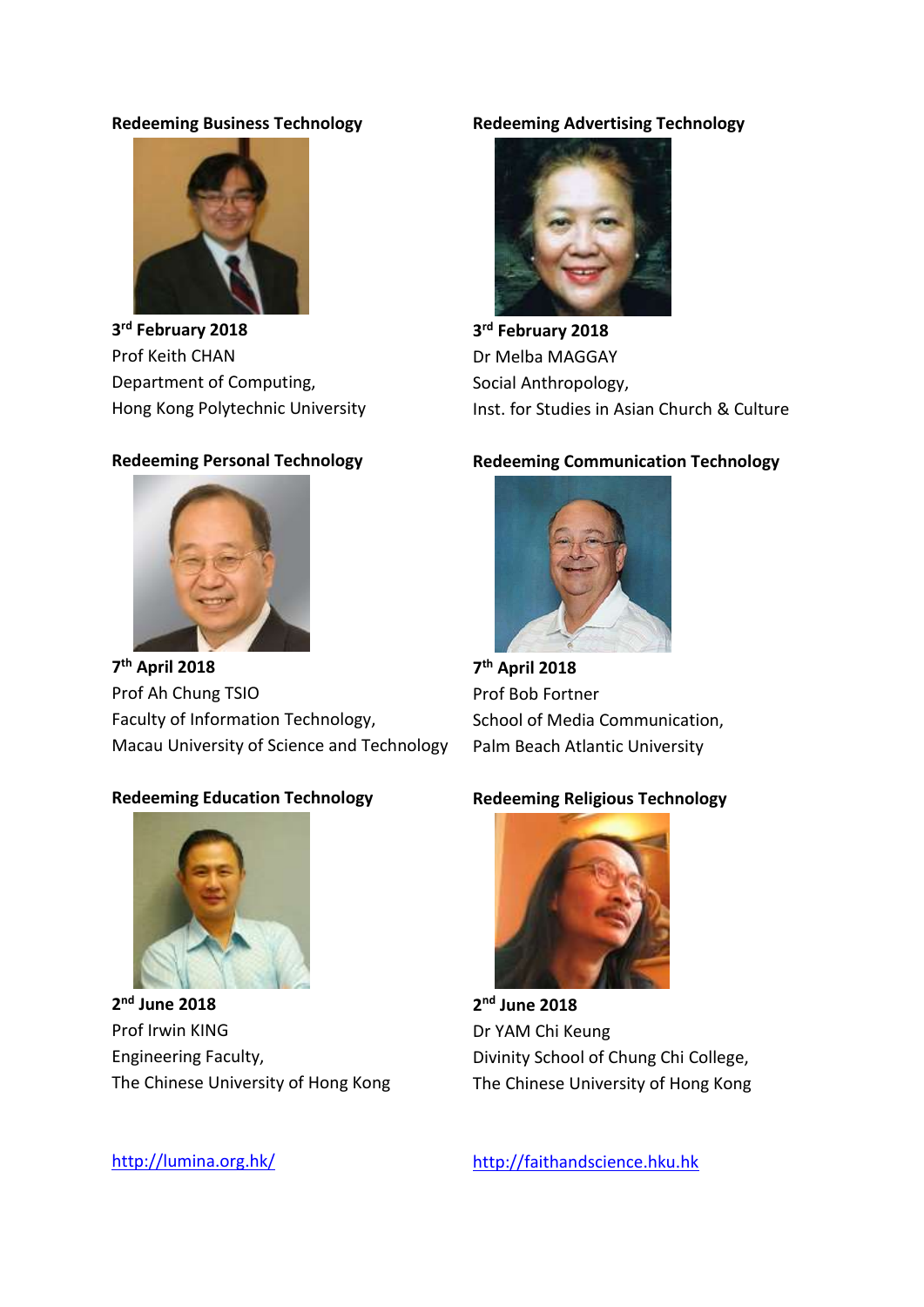**Redeeming Business Technology**

**3rd February 2018**
Prof Keith CHAN
Department of Computing,
Hong Kong Polytechnic University

**Redeeming Advertising Technology**

**3rd February 2018**
Dr Melba MAGGAY
Social Anthropology,
Inst. for Studies in Asian Church & Culture

**Redeeming Personal Technology**

**7th April 2018**
Prof Ah Chung TSIO
Faculty of Information Technology,
Macau University of Science and Technology

**Redeeming Communication Technology**

**7th April 2018**
Prof Bob Fortner
School of Media Communication,
Palm Beach Atlantic University

**Redeeming Education Technology**

**2nd June 2018**
Prof Irwin KING
Engineering Faculty,
The Chinese University of Hong Kong

**Redeeming Religious Technology**

**2nd June 2018**
Dr YAM Chi Keung
Divinity School of Chung Chi College,
The Chinese University of Hong Kong

http://lumina.org.hk/

http://faithandscience.hku.hk